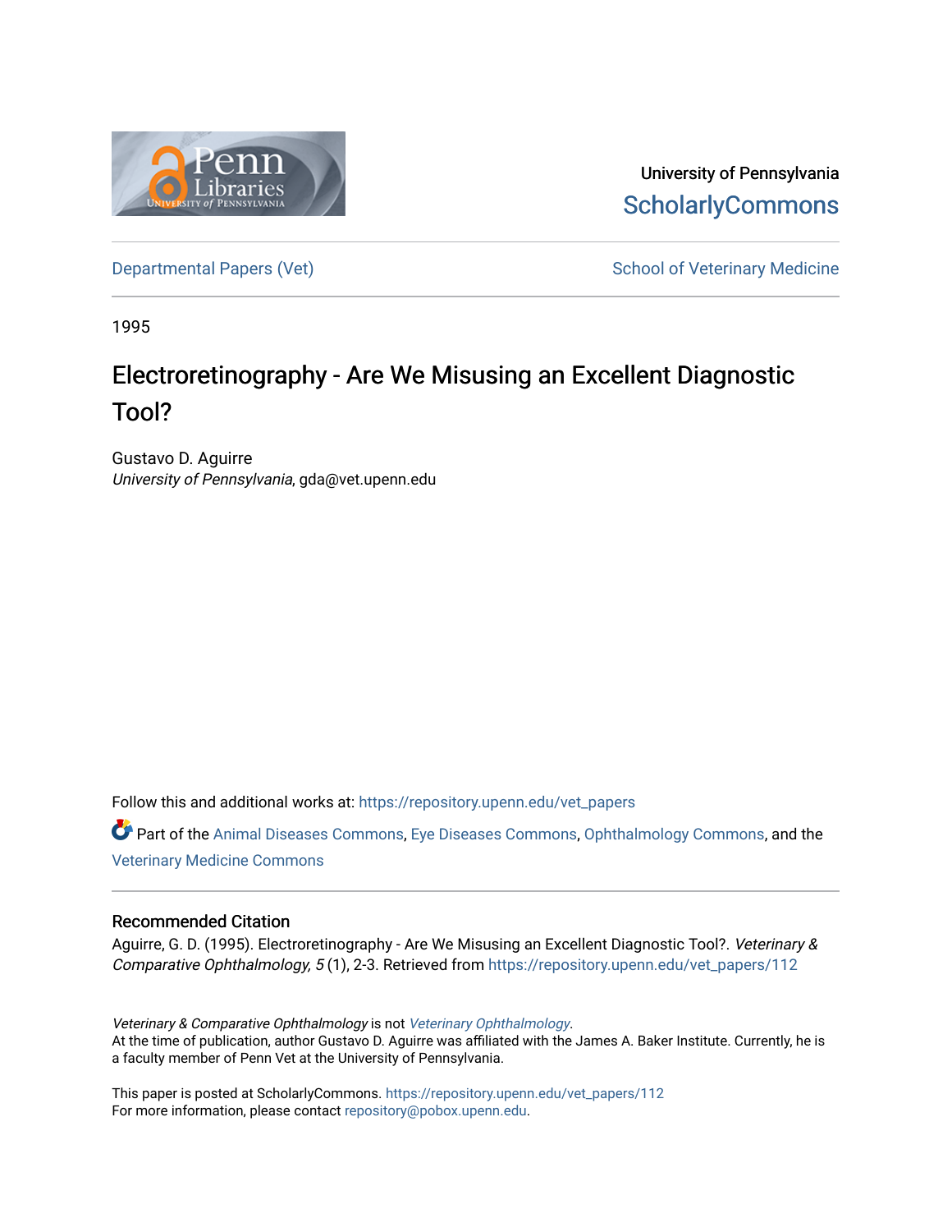University of Pennsylvania
ScholarlyCommons

Departmental Papers (Vet) | School of Veterinary Medicine

1995

# Electroretinography - Are We Misusing an Excellent Diagnostic Tool?

Gustavo D. Aguirre
*University of Pennsylvania*, gda@vet.upenn.edu

Follow this and additional works at: https://repository.upenn.edu/vet_papers

Part of the Animal Diseases Commons, Eye Diseases Commons, Ophthalmology Commons, and the Veterinary Medicine Commons

## Recommended Citation

Aguirre, G. D. (1995). Electroretinography - Are We Misusing an Excellent Diagnostic Tool?. *Veterinary & Comparative Ophthalmology, 5* (1), 2-3. Retrieved from https://repository.upenn.edu/vet_papers/112

*Veterinary & Comparative Ophthalmology* is not *Veterinary Ophthalmology*.
At the time of publication, author Gustavo D. Aguirre was affiliated with the James A. Baker Institute. Currently, he is a faculty member of Penn Vet at the University of Pennsylvania.

This paper is posted at ScholarlyCommons. https://repository.upenn.edu/vet_papers/112
For more information, please contact repository@pobox.upenn.edu.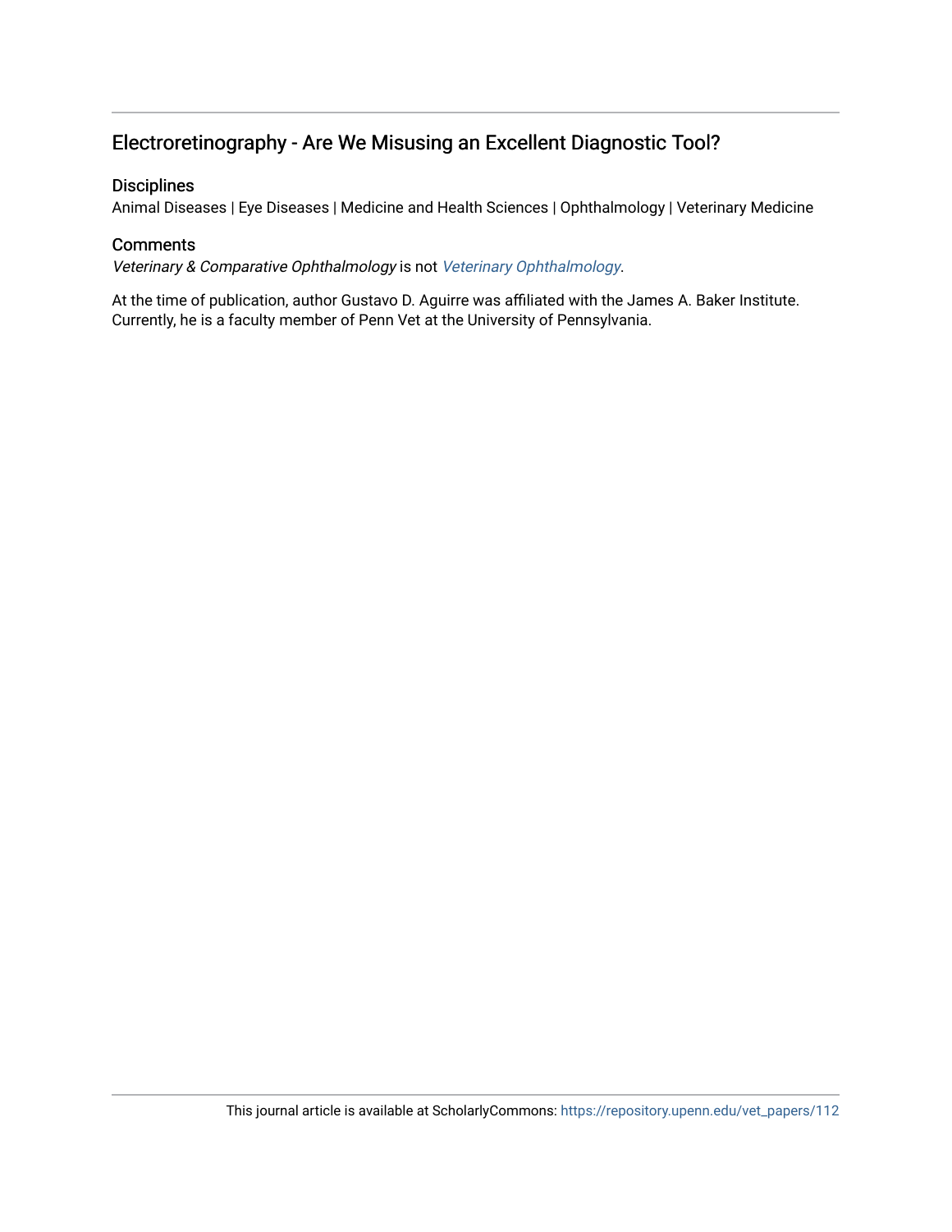## Electroretinography - Are We Misusing an Excellent Diagnostic Tool?

### Disciplines

Animal Diseases | Eye Diseases | Medicine and Health Sciences | Ophthalmology | Veterinary Medicine

### Comments

*Veterinary & Comparative Ophthalmology* is not *Veterinary Ophthalmology*.

At the time of publication, author Gustavo D. Aguirre was affiliated with the James A. Baker Institute. Currently, he is a faculty member of Penn Vet at the University of Pennsylvania.

This journal article is available at ScholarlyCommons: https://repository.upenn.edu/vet_papers/112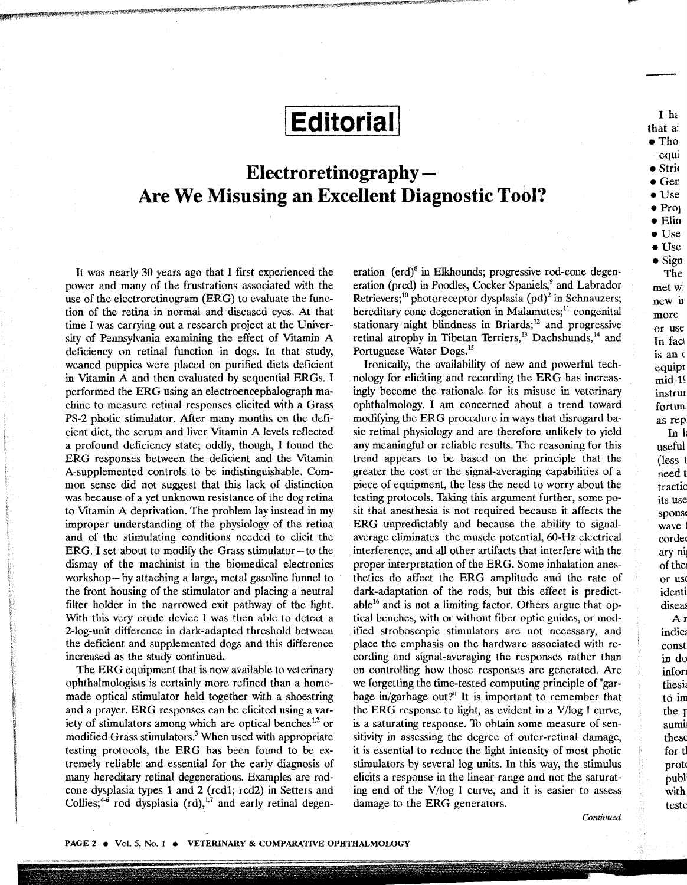# Editorial

## Electroretinography – Are We Misusing an Excellent Diagnostic Tool?

It was nearly 30 years ago that I first experienced the power and many of the frustrations associated with the use of the electroretinogram (ERG) to evaluate the function of the retina in normal and diseased eyes. At that time I was carrying out a research project at the University of Pennsylvania examining the effect of Vitamin A deficiency on retinal function in dogs. In that study, weaned puppies were placed on purified diets deficient in Vitamin A and then evaluated by sequential ERGs. I performed the ERG using an electroencephalograph machine to measure retinal responses elicited with a Grass PS-2 photic stimulator. After many months on the deficient diet, the serum and liver Vitamin A levels reflected a profound deficiency state; oddly, though, I found the ERG responses between the deficient and the Vitamin A-supplemented controls to be indistinguishable. Common sense did not suggest that this lack of distinction was because of a yet unknown resistance of the dog retina to Vitamin A deprivation. The problem lay instead in my improper understanding of the physiology of the retina and of the stimulating conditions needed to elicit the ERG. I set about to modify the Grass stimulator – to the dismay of the machinist in the biomedical electronics workshop – by attaching a large, metal gasoline funnel to the front housing of the stimulator and placing a neutral filter holder in the narrowed exit pathway of the light. With this very crude device I was then able to detect a 2-log-unit difference in dark-adapted threshold between the deficient and supplemented dogs and this difference increased as the study continued.

The ERG equipment that is now available to veterinary ophthalmologists is certainly more refined than a homemade optical stimulator held together with a shoestring and a prayer. ERG responses can be elicited using a variety of stimulators among which are optical benches[1,2] or modified Grass stimulators.[3] When used with appropriate testing protocols, the ERG has been found to be extremely reliable and essential for the early diagnosis of many hereditary retinal degenerations. Examples are rod-cone dysplasia types 1 and 2 (rcd1; rcd2) in Setters and Collies;[4-6] rod dysplasia (rd),[1,7] and early retinal degeneration (erd)[8] in Elkhounds; progressive rod-cone degeneration (prcd) in Poodles, Cocker Spaniels,[9] and Labrador Retrievers;[10] photoreceptor dysplasia (pd)[2] in Schnauzers; hereditary cone degeneration in Malamutes;[11] congenital stationary night blindness in Briards;[12] and progressive retinal atrophy in Tibetan Terriers,[13] Dachshunds,[14] and Portuguese Water Dogs.[15]

Ironically, the availability of new and powerful technology for eliciting and recording the ERG has increasingly become the rationale for its misuse in veterinary ophthalmology. I am concerned about a trend toward modifying the ERG procedure in ways that disregard basic retinal physiology and are therefore unlikely to yield any meaningful or reliable results. The reasoning for this trend appears to be based on the principle that the greater the cost or the signal-averaging capabilities of a piece of equipment, the less the need to worry about the testing protocols. Taking this argument further, some posit that anesthesia is not required because it affects the ERG unpredictably and because the ability to signal-average eliminates the muscle potential, 60-Hz electrical interference, and all other artifacts that interfere with the proper interpretation of the ERG. Some inhalation anesthetics do affect the ERG amplitude and the rate of dark-adaptation of the rods, but this effect is predictable[16] and is not a limiting factor. Others argue that optical benches, with or without fiber optic guides, or modified stroboscopic stimulators are not necessary, and place the emphasis on the hardware associated with recording and signal-averaging the responses rather than on controlling how those responses are generated. Are we forgetting the time-tested computing principle of "garbage in/garbage out?" It is important to remember that the ERG response to light, as evident in a V/log I curve, is a saturating response. To obtain some measure of sensitivity in assessing the degree of outer-retinal damage, it is essential to reduce the light intensity of most photic stimulators by several log units. In this way, the stimulus elicits a response in the linear range and not the saturating end of the V/log I curve, and it is easier to assess damage to the ERG generators.

*Continued*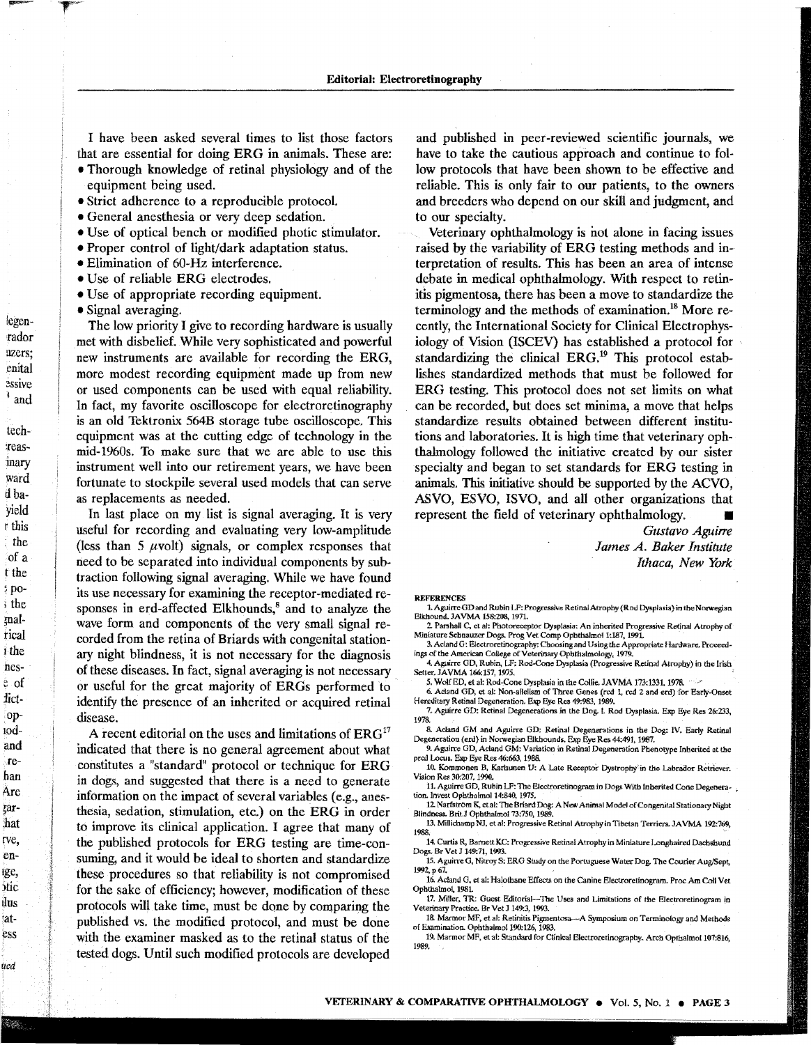I have been asked several times to list those factors that are essential for doing ERG in animals. These are:

- Thorough knowledge of retinal physiology and of the equipment being used.
- Strict adherence to a reproducible protocol.
- General anesthesia or very deep sedation.
- Use of optical bench or modified photic stimulator.
- Proper control of light/dark adaptation status.
- Elimination of 60-Hz interference.
- Use of reliable ERG electrodes.
- Use of appropriate recording equipment.
- Signal averaging.

The low priority I give to recording hardware is usually met with disbelief. While very sophisticated and powerful new instruments are available for recording the ERG, more modest recording equipment made up from new or used components can be used with equal reliability. In fact, my favorite oscilloscope for electroretinography is an old Tektronix 564B storage tube oscilloscope. This equipment was at the cutting edge of technology in the mid-1960s. To make sure that we are able to use this instrument well into our retirement years, we have been fortunate to stockpile several used models that can serve as replacements as needed.

In last place on my list is signal averaging. It is very useful for recording and evaluating very low-amplitude (less than 5 $\mu$volt) signals, or complex responses that need to be separated into individual components by subtraction following signal averaging. While we have found its use necessary for examining the receptor-mediated responses in erd-affected Elkhounds,[8] and to analyze the wave form and components of the very small signal recorded from the retina of Briards with congenital stationary night blindness, it is not necessary for the diagnosis of these diseases. In fact, signal averaging is not necessary or useful for the great majority of ERGs performed to identify the presence of an inherited or acquired retinal disease.

A recent editorial on the uses and limitations of ERG[17] indicated that there is no general agreement about what constitutes a "standard" protocol or technique for ERG in dogs, and suggested that there is a need to generate information on the impact of several variables (e.g., anesthesia, sedation, stimulation, etc.) on the ERG in order to improve its clinical application. I agree that many of the published protocols for ERG testing are time-consuming, and it would be ideal to shorten and standardize these procedures so that reliability is not compromised for the sake of efficiency; however, modification of these protocols will take time, must be done by comparing the published vs. the modified protocol, and must be done with the examiner masked as to the retinal status of the tested dogs. Until such modified protocols are developed and published in peer-reviewed scientific journals, we have to take the cautious approach and continue to follow protocols that have been shown to be effective and reliable. This is only fair to our patients, to the owners and breeders who depend on our skill and judgment, and to our specialty.

Veterinary ophthalmology is not alone in facing issues raised by the variability of ERG testing methods and interpretation of results. This has been an area of intense debate in medical ophthalmology. With respect to retinitis pigmentosa, there has been a move to standardize the terminology and the methods of examination.[18] More recently, the International Society for Clinical Electrophysiology of Vision (ISCEV) has established a protocol for standardizing the clinical ERG.[19] This protocol establishes standardized methods that must be followed for ERG testing. This protocol does not set limits on what can be recorded, but does set minima, a move that helps standardize results obtained between different institutions and laboratories. It is high time that veterinary ophthalmology followed the initiative created by our sister specialty and began to set standards for ERG testing in animals. This initiative should be supported by the ACVO, ASVO, ESVO, ISVO, and all other organizations that represent the field of veterinary ophthalmology.

*Gustavo Aguirre*
*James A. Baker Institute*
*Ithaca, New York*

**REFERENCES**

1. Aguirre GD and Rubin LF: Progressive Retinal Atrophy (Rod Dysplasia) in the Norwegian Elkhound. JAVMA 158:208, 1971.
2. Parshall C, et al: Photoreceptor Dysplasia: An inherited Progressive Retinal Atrophy of Miniature Schnauzer Dogs. Prog Vet Comp Ophthalmol 1:187, 1991.
3. Acland G: Electroretinography: Choosing and Using the Appropriate Hardware. Proceedings of the American College of Veterinary Ophthalmology, 1979.
4. Aguirre GD, Rubin, LF: Rod-Cone Dysplasia (Progressive Retinal Atrophy) in the Irish Setter. JAVMA 166:157, 1975.
5. Wolf ED, et al: Rod-Cone Dysplasia in the Collie. JAVMA 173:1331, 1978.
6. Acland GD, et al: Non-allelism of Three Genes (rcd 1, rcd 2 and erd) for Early-Onset Hereditary Retinal Degeneration. Exp Eye Res 49:983, 1989.
7. Aguirre GD: Retinal Degenerations in the Dog. I. Rod Dysplasia. Exp Eye Res 26:233, 1978.
8. Acland GM and Aguirre GD: Retinal Degenerations in the Dog: IV. Early Retinal Degeneration (erd) in Norwegian Elkhounds. Exp Eye Res 44:491, 1987.
9. Aguirre GD, Acland GM: Variation in Retinal Degeneration Phenotype Inherited at the prcd Locus. Exp Eye Res 46:663, 1988.
10. Kommonen B, Karhunen U: A Late Receptor Dystrophy in the Labrador Retriever. Vision Res 30:207, 1990.
11. Aguirre GD, Rubin LF: The Electroretinogram in Dogs With Inherited Cone Degeneration. Invest Ophthalmol 14:840, 1975.
12. Narfström K, et al: The Briard Dog: A New Animal Model of Congenital Stationary Night Blindness. Brit J Ophthalmol 73:750, 1989.
13. Millichamp NJ, et al: Progressive Retinal Atrophy in Tibetan Terriers. JAVMA 192:769, 1988.
14. Curtis R, Barnett KC: Progressive Retinal Atrophy in Miniature Longhaired Dachshund Dogs. Br Vet J 149:71, 1993.
15. Aguirre G, Nitroy S: ERG Study on the Portuguese Water Dog. The Courier Aug/Sept, 1992, p 67.
16. Acland G, et al: Halothane Effects on the Canine Electroretinogram. Proc Am Coll Vet Ophthalmol, 1981.
17. Miller, TR: Guest Editorial—The Uses and Limitations of the Electroretinogram in Veterinary Practice. Br Vet J 149:3, 1993.
18. Marmor MF, et al: Retinitis Pigmentosa—A Symposium on Terminology and Methods of Examination. Ophthalmol 190:126, 1983.
19. Marmor MF, et al: Standard for Clinical Electroretinography. Arch Opthalmol 107:816, 1989.